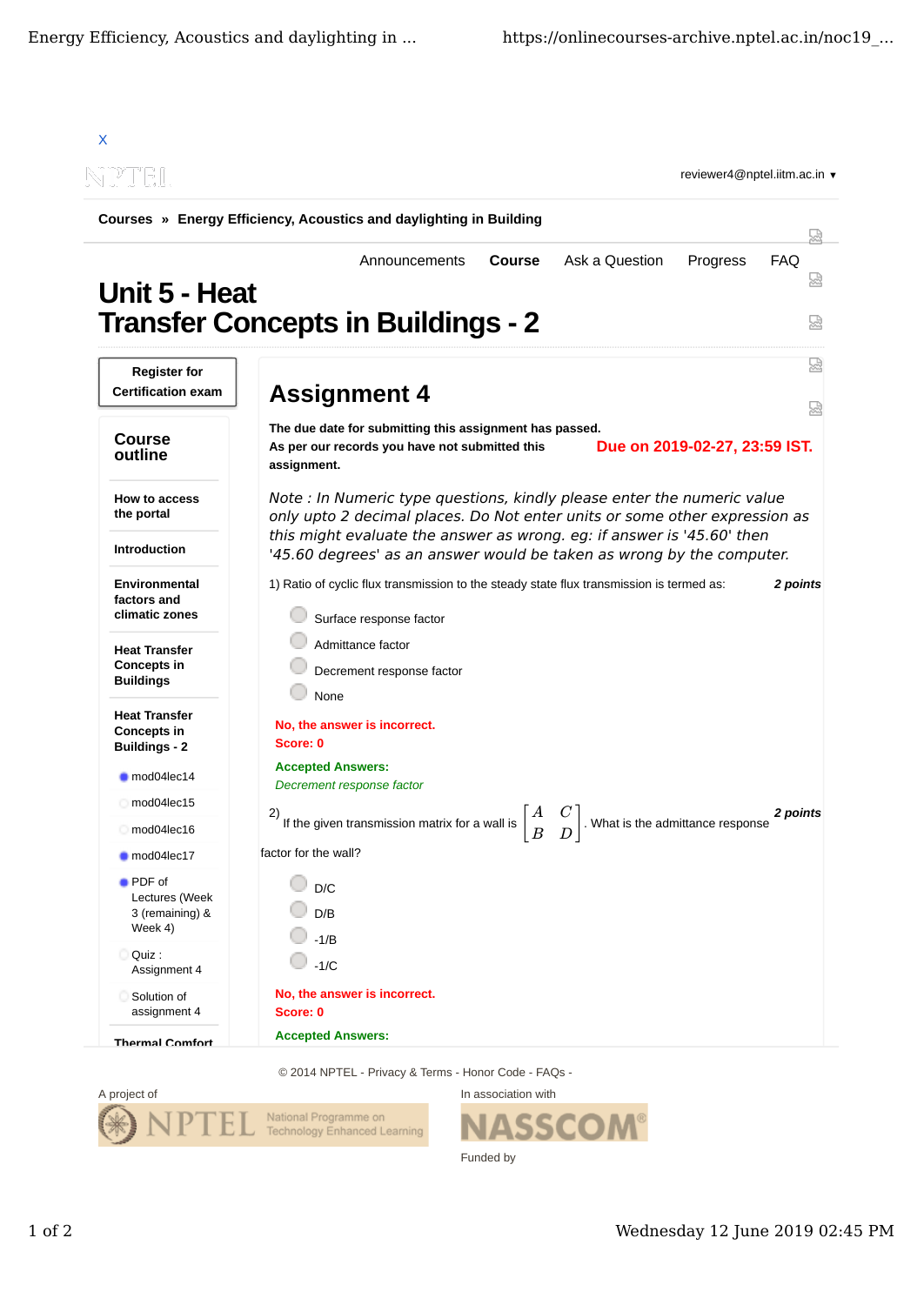X

reviewer4@nptel.iitm.ac.in ▼

**Courses » Energy Efficiency, Acoustics and daylighting in Building**

Announcements **Course** Ask a Question Progress FAQ

# Unit 5 - Heat Transfer Concepts in Buildings - 2

**Register for Certification exam**

## Course outline

**How to access the portal**

**Introduction**

**Environmental factors and climatic zones**

**Heat Transfer Concepts in Buildings**

**Heat Transfer Concepts in Buildings - 2**

- mod04lec14
- mod04lec15
- mod04lec16
- mod04lec17
- PDF of Lectures (Week 3 (remaining) & Week 4)
- Quiz : Assignment 4
- Solution of assignment 4

**Thermal Comfort**

## Assignment 4

**The due date for submitting this assignment has passed.**
**As per our records you have not submitted this assignment.**

**Due on 2019-02-27, 23:59 IST.**

*Note : In Numeric type questions, kindly please enter the numeric value only upto 2 decimal places. Do Not enter units or some other expression as this might evaluate the answer as wrong. eg: if answer is '45.60' then '45.60 degrees' as an answer would be taken as wrong by the computer.*

1) Ratio of cyclic flux transmission to the steady state flux transmission is termed as: ***2 points***

- Surface response factor
- Admittance factor
- Decrement response factor
- None

**No, the answer is incorrect.**
**Score: 0**

**Accepted Answers:**
*Decrement response factor*

2) If the given transmission matrix for a wall is $\begin{bmatrix} A & C \\ B & D \end{bmatrix}$. What is the admittance response factor for the wall? ***2 points***

- D/C
- D/B
- -1/B
- -1/C

**No, the answer is incorrect.**
**Score: 0**

**Accepted Answers:**

© 2014 NPTEL - Privacy & Terms - Honor Code - FAQs -

A project of NPTEL National Programme on Technology Enhanced Learning

In association with NASSCOM

Funded by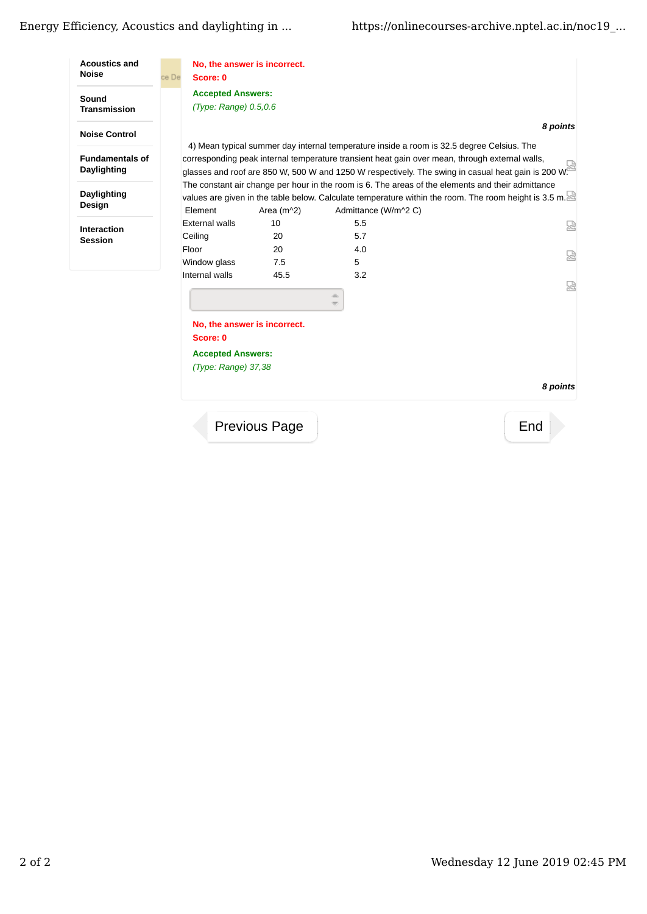- Acoustics and Noise
- Sound Transmission
- Noise Control
- Fundamentals of Daylighting
- Daylighting Design
- Interaction Session

**No, the answer is incorrect.**
**Score: 0**

**Accepted Answers:**
*(Type: Range) 0.5,0.6*

***8 points***

4) Mean typical summer day internal temperature inside a room is 32.5 degree Celsius. The corresponding peak internal temperature transient heat gain over mean, through external walls, glasses and roof are 850 W, 500 W and 1250 W respectively. The swing in casual heat gain is 200 W. The constant air change per hour in the room is 6. The areas of the elements and their admittance values are given in the table below. Calculate temperature within the room. The room height is 3.5 m.

| Element | Area (m^2) | Admittance (W/m^2 C) |
|---|---|---|
| External walls | 10 | 5.5 |
| Ceiling | 20 | 5.7 |
| Floor | 20 | 4.0 |
| Window glass | 7.5 | 5 |
| Internal walls | 45.5 | 3.2 |

**No, the answer is incorrect.**
**Score: 0**

**Accepted Answers:**
*(Type: Range) 37,38*

***8 points***

Previous Page | End